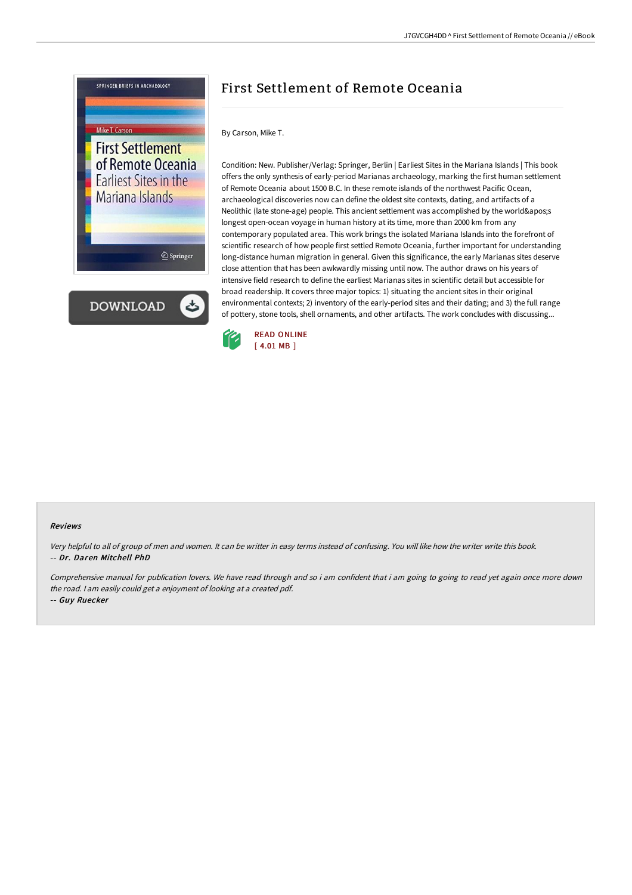# First Settlement of Remote Oceania

By Carson, Mike T.

Condition: New. Publisher/Verlag: Springer, Berlin | Earliest Sites in the Mariana Islands | This book offers the only synthesis of early-period Marianas archaeology, marking the first human settlement of Remote Oceania about 1500 B.C. In these remote islands of the northwest Pacific Ocean, archaeological discoveries now can define the oldest site contexts, dating, and artifacts of a Neolithic (late stone-age) people. This ancient settlement was accomplished by the world&apos;s longest open-ocean voyage in human history at its time, more than 2000 km from any contemporary populated area. This work brings the isolated Mariana Islands into the forefront of scientific research of how people first settled Remote Oceania, further important for understanding long-distance human migration in general. Given this significance, the early Marianas sites deserve close attention that has been awkwardly missing until now. The author draws on his years of intensive field research to define the earliest Marianas sites in scientific detail but accessible for broad readership. It covers three major topics: 1) situating the ancient sites in their original environmental contexts; 2) inventory of the early-period sites and their dating; and 3) the full range of pottery, stone tools, shell ornaments, and other artifacts. The work concludes with discussing...

READ ONLINE
[ 4.01 MB ]

### Reviews

*Very helpful to all of group of men and women. It can be writter in easy terms instead of confusing. You will like how the writer write this book.*
-- ***Dr. Daren Mitchell PhD***

*Comprehensive manual for publication lovers. We have read through and so i am confident that i am going to going to read yet again once more down the road. I am easily could get a enjoyment of looking at a created pdf.*
-- ***Guy Ruecker***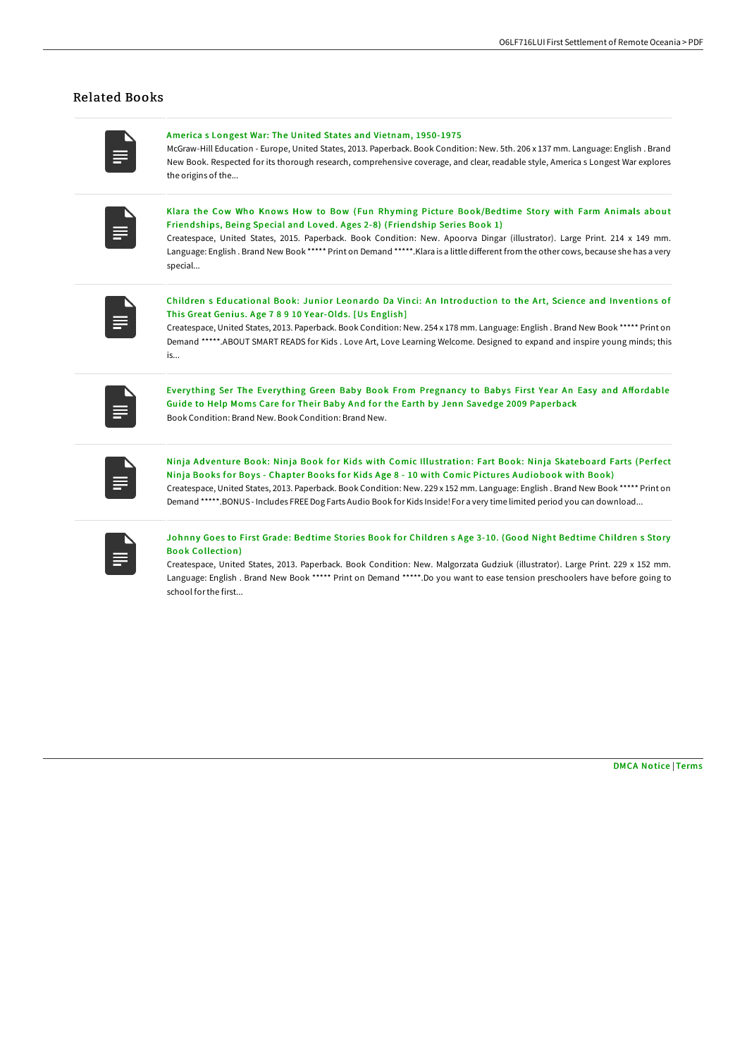## Related Books

**America s Longest War: The United States and Vietnam, 1950-1975**

McGraw-Hill Education - Europe, United States, 2013. Paperback. Book Condition: New. 5th. 206 x 137 mm. Language: English . Brand New Book. Respected for its thorough research, comprehensive coverage, and clear, readable style, America s Longest War explores the origins of the...

**Klara the Cow Who Knows How to Bow (Fun Rhyming Picture Book/Bedtime Story with Farm Animals about Friendships, Being Special and Loved. Ages 2-8) (Friendship Series Book 1)**

Createspace, United States, 2015. Paperback. Book Condition: New. Apoorva Dingar (illustrator). Large Print. 214 x 149 mm. Language: English . Brand New Book ***** Print on Demand *****.Klara is a little different from the other cows, because she has a very special...

**Children s Educational Book: Junior Leonardo Da Vinci: An Introduction to the Art, Science and Inventions of This Great Genius. Age 7 8 9 10 Year-Olds. [Us English]**

Createspace, United States, 2013. Paperback. Book Condition: New. 254 x 178 mm. Language: English . Brand New Book ***** Print on Demand *****.ABOUT SMART READS for Kids . Love Art, Love Learning Welcome. Designed to expand and inspire young minds; this is...

**Everything Ser The Everything Green Baby Book From Pregnancy to Babys First Year An Easy and Affordable Guide to Help Moms Care for Their Baby And for the Earth by Jenn Savedge 2009 Paperback**

Book Condition: Brand New. Book Condition: Brand New.

**Ninja Adventure Book: Ninja Book for Kids with Comic Illustration: Fart Book: Ninja Skateboard Farts (Perfect Ninja Books for Boys - Chapter Books for Kids Age 8 - 10 with Comic Pictures Audiobook with Book)**

Createspace, United States, 2013. Paperback. Book Condition: New. 229 x 152 mm. Language: English . Brand New Book ***** Print on Demand *****.BONUS - Includes FREE Dog Farts Audio Book for Kids Inside! For a very time limited period you can download...

**Johnny Goes to First Grade: Bedtime Stories Book for Children s Age 3-10. (Good Night Bedtime Children s Story Book Collection)**

Createspace, United States, 2013. Paperback. Book Condition: New. Malgorzata Gudziuk (illustrator). Large Print. 229 x 152 mm. Language: English . Brand New Book ***** Print on Demand *****.Do you want to ease tension preschoolers have before going to school for the first...

DMCA Notice | Terms